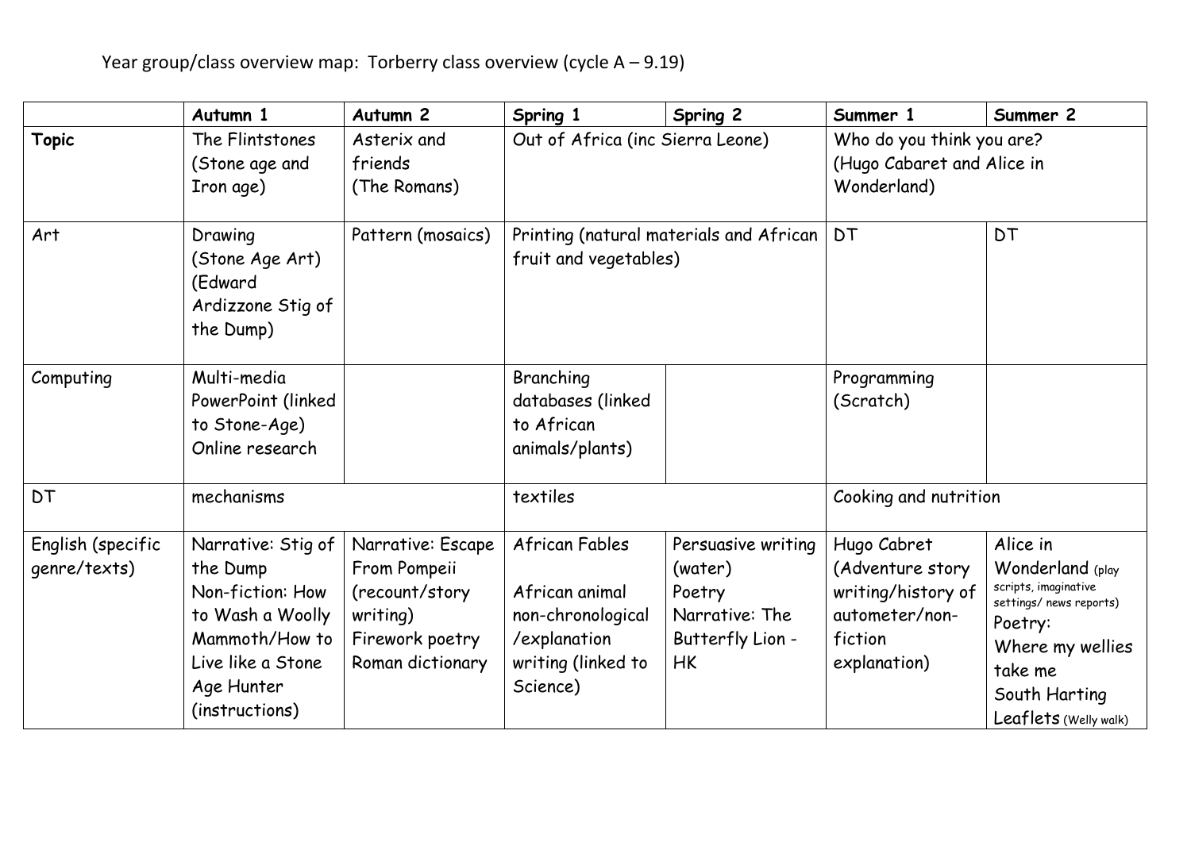Year group/class overview map: Torberry class overview (cycle A – 9.19)

| | Autumn 1 | Autumn 2 | Spring 1 | Spring 2 | Summer 1 | Summer 2 |
|---|---|---|---|---|---|---|
| **Topic** | The Flintstones (Stone age and Iron age) | Asterix and friends (The Romans) | Out of Africa (inc Sierra Leone) | | Who do you think you are? (Hugo Cabaret and Alice in Wonderland) | |
| Art | Drawing (Stone Age Art) (Edward Ardizzone Stig of the Dump) | Pattern (mosaics) | Printing (natural materials and African fruit and vegetables) | | DT | DT |
| Computing | Multi-media PowerPoint (linked to Stone-Age) Online research | | Branching databases (linked to African animals/plants) | | Programming (Scratch) | |
| DT | mechanisms | | textiles | | Cooking and nutrition | |
| English (specific genre/texts) | Narrative: Stig of the Dump Non-fiction: How to Wash a Woolly Mammoth/How to Live like a Stone Age Hunter (instructions) | Narrative: Escape From Pompeii (recount/story writing) Firework poetry Roman dictionary | African Fables African animal non-chronological /explanation writing (linked to Science) | Persuasive writing (water) Poetry Narrative: The Butterfly Lion - HK | Hugo Cabret (Adventure story writing/history of autometer/non-fiction explanation) | Alice in Wonderland (play scripts, imaginative settings/ news reports) Poetry: Where my wellies take me South Harting Leaflets (Welly walk) |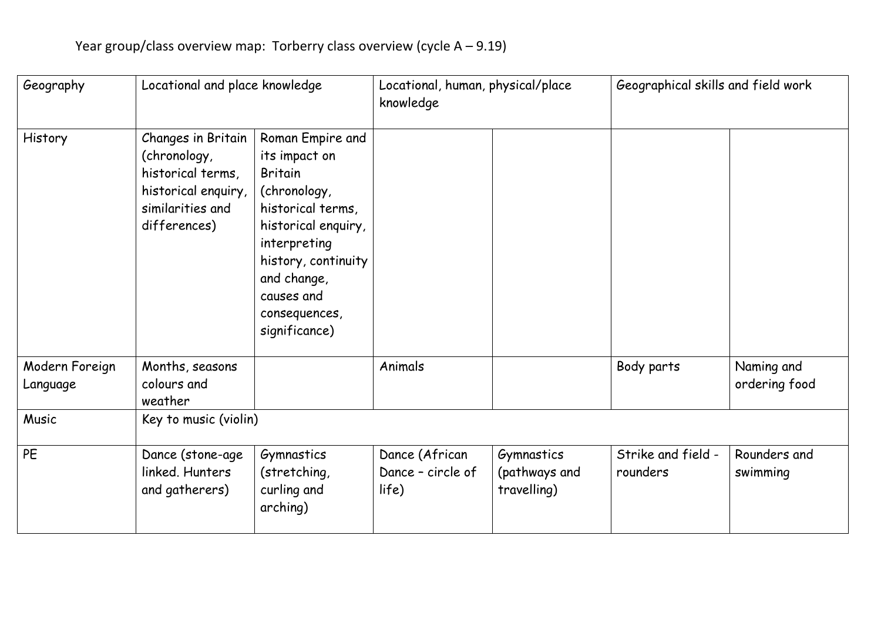Year group/class overview map: Torberry class overview (cycle A – 9.19)

| Geography | Locational and place knowledge | | Locational, human, physical/place knowledge | | Geographical skills and field work | |
|---|---|---|---|---|---|---|
| History | Changes in Britain (chronology, historical terms, historical enquiry, similarities and differences) | Roman Empire and its impact on Britain (chronology, historical terms, historical enquiry, interpreting history, continuity and change, causes and consequences, significance) | | | | |
| Modern Foreign Language | Months, seasons colours and weather | | Animals | | Body parts | Naming and ordering food |
| Music | Key to music (violin) | | | | | |
| PE | Dance (stone-age linked. Hunters and gatherers) | Gymnastics (stretching, curling and arching) | Dance (African Dance – circle of life) | Gymnastics (pathways and travelling) | Strike and field - rounders | Rounders and swimming |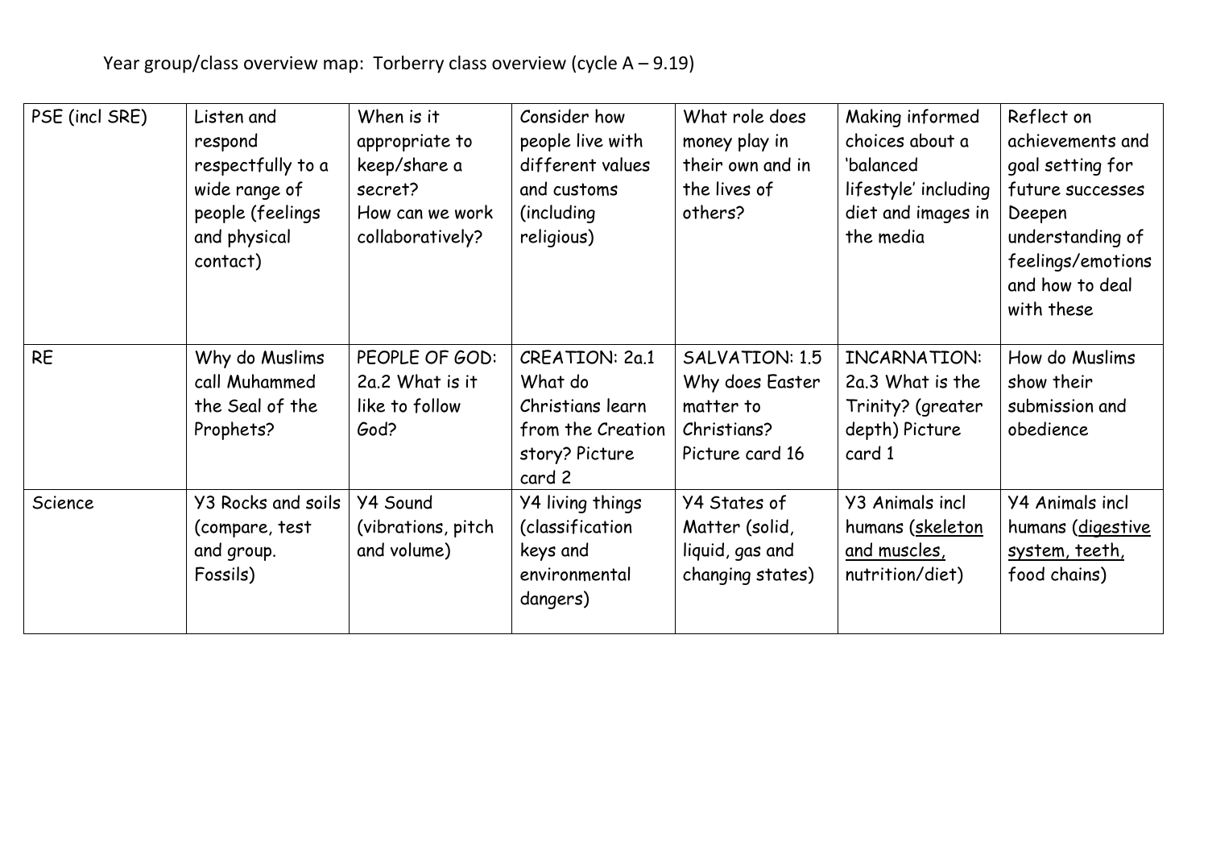Year group/class overview map: Torberry class overview (cycle A – 9.19)

| | | | | | | |
|---|---|---|---|---|---|---|
| PSE (incl SRE) | Listen and respond respectfully to a wide range of people (feelings and physical contact) | When is it appropriate to keep/share a secret? How can we work collaboratively? | Consider how people live with different values and customs (including religious) | What role does money play in their own and in the lives of others? | Making informed choices about a 'balanced lifestyle' including diet and images in the media | Reflect on achievements and goal setting for future successes Deepen understanding of feelings/emotions and how to deal with these |
| RE | Why do Muslims call Muhammed the Seal of the Prophets? | PEOPLE OF GOD: 2a.2 What is it like to follow God? | CREATION: 2a.1 What do Christians learn from the Creation story? Picture card 2 | SALVATION: 1.5 Why does Easter matter to Christians? Picture card 16 | INCARNATION: 2a.3 What is the Trinity? (greater depth) Picture card 1 | How do Muslims show their submission and obedience |
| Science | Y3 Rocks and soils (compare, test and group. Fossils) | Y4 Sound (vibrations, pitch and volume) | Y4 living things (classification keys and environmental dangers) | Y4 States of Matter (solid, liquid, gas and changing states) | Y3 Animals incl humans (skeleton and muscles, nutrition/diet) | Y4 Animals incl humans (digestive system, teeth, food chains) |